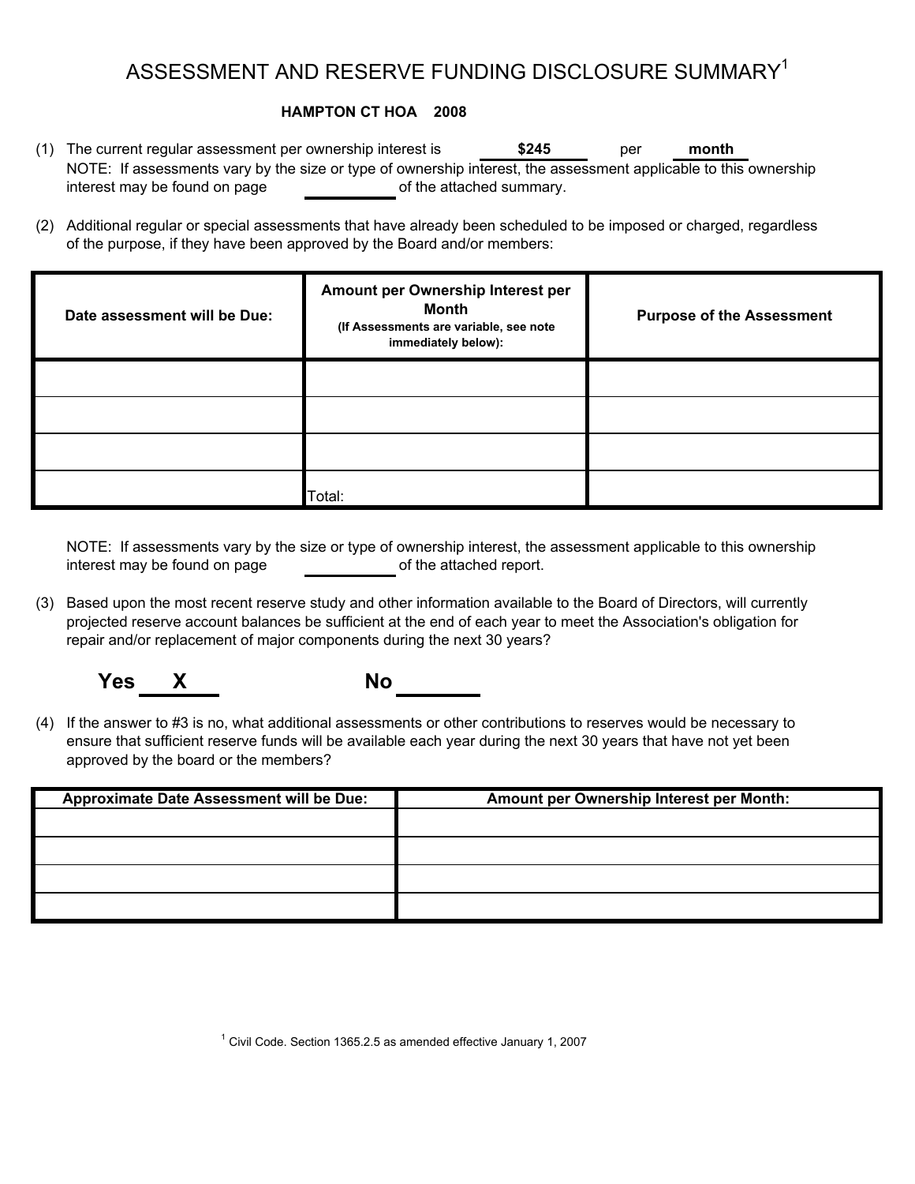# ASSESSMENT AND RESERVE FUNDING DISCLOSURE SUMMARY[1]

**HAMPTON CT HOA 2008**

(1) The current regular assessment per ownership interest is **$245** per **month**
NOTE: If assessments vary by the size or type of ownership interest, the assessment applicable to this ownership interest may be found on page \_\_\_\_\_\_\_\_ of the attached summary.

(2) Additional regular or special assessments that have already been scheduled to be imposed or charged, regardless of the purpose, if they have been approved by the Board and/or members:

| Date assessment will be Due: | Amount per Ownership Interest per Month (If Assessments are variable, see note immediately below): | Purpose of the Assessment |
|---|---|---|
| | | |
| | | |
| | | |
| | Total: | |

NOTE: If assessments vary by the size or type of ownership interest, the assessment applicable to this ownership interest may be found on page \_\_\_\_\_\_\_\_ of the attached report.

(3) Based upon the most recent reserve study and other information available to the Board of Directors, will currently projected reserve account balances be sufficient at the end of each year to meet the Association's obligation for repair and/or replacement of major components during the next 30 years?

**Yes** X **No** \_\_\_\_\_\_

(4) If the answer to #3 is no, what additional assessments or other contributions to reserves would be necessary to ensure that sufficient reserve funds will be available each year during the next 30 years that have not yet been approved by the board or the members?

| Approximate Date Assessment will be Due: | Amount per Ownership Interest per Month: |
|---|---|
| | |
| | |
| | |
| | |

[1] Civil Code. Section 1365.2.5 as amended effective January 1, 2007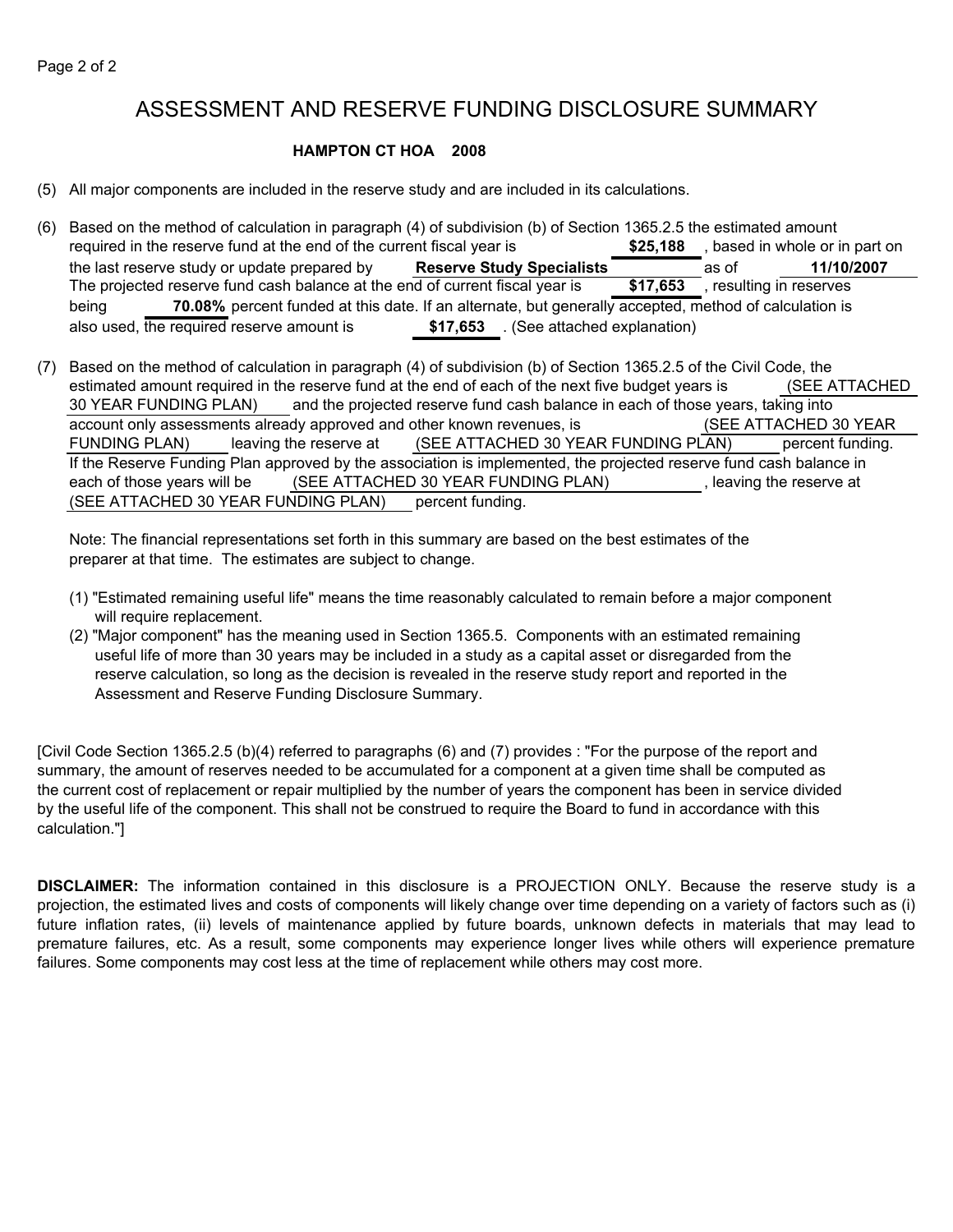# ASSESSMENT AND RESERVE FUNDING DISCLOSURE SUMMARY

**HAMPTON CT HOA 2008**

(5) All major components are included in the reserve study and are included in its calculations.

(6) Based on the method of calculation in paragraph (4) of subdivision (b) of Section 1365.2.5 the estimated amount required in the reserve fund at the end of the current fiscal year is **$25,188**, based in whole or in part on the last reserve study or update prepared by **Reserve Study Specialists** as of **11/10/2007**. The projected reserve fund cash balance at the end of current fiscal year is **$17,653**, resulting in reserves being **70.08%** percent funded at this date. If an alternate, but generally accepted, method of calculation is also used, the required reserve amount is **$17,653**. (See attached explanation)

(7) Based on the method of calculation in paragraph (4) of subdivision (b) of Section 1365.2.5 of the Civil Code, the estimated amount required in the reserve fund at the end of each of the next five budget years is (SEE ATTACHED 30 YEAR FUNDING PLAN) and the projected reserve fund cash balance in each of those years, taking into account only assessments already approved and other known revenues, is (SEE ATTACHED 30 YEAR FUNDING PLAN) leaving the reserve at (SEE ATTACHED 30 YEAR FUNDING PLAN) percent funding. If the Reserve Funding Plan approved by the association is implemented, the projected reserve fund cash balance in each of those years will be (SEE ATTACHED 30 YEAR FUNDING PLAN), leaving the reserve at (SEE ATTACHED 30 YEAR FUNDING PLAN) percent funding.

Note: The financial representations set forth in this summary are based on the best estimates of the preparer at that time. The estimates are subject to change.

(1) "Estimated remaining useful life" means the time reasonably calculated to remain before a major component will require replacement.
(2) "Major component" has the meaning used in Section 1365.5. Components with an estimated remaining useful life of more than 30 years may be included in a study as a capital asset or disregarded from the reserve calculation, so long as the decision is revealed in the reserve study report and reported in the Assessment and Reserve Funding Disclosure Summary.

[Civil Code Section 1365.2.5 (b)(4) referred to paragraphs (6) and (7) provides : "For the purpose of the report and summary, the amount of reserves needed to be accumulated for a component at a given time shall be computed as the current cost of replacement or repair multiplied by the number of years the component has been in service divided by the useful life of the component. This shall not be construed to require the Board to fund in accordance with this calculation."]

**DISCLAIMER:** The information contained in this disclosure is a PROJECTION ONLY. Because the reserve study is a projection, the estimated lives and costs of components will likely change over time depending on a variety of factors such as (i) future inflation rates, (ii) levels of maintenance applied by future boards, unknown defects in materials that may lead to premature failures, etc. As a result, some components may experience longer lives while others will experience premature failures. Some components may cost less at the time of replacement while others may cost more.